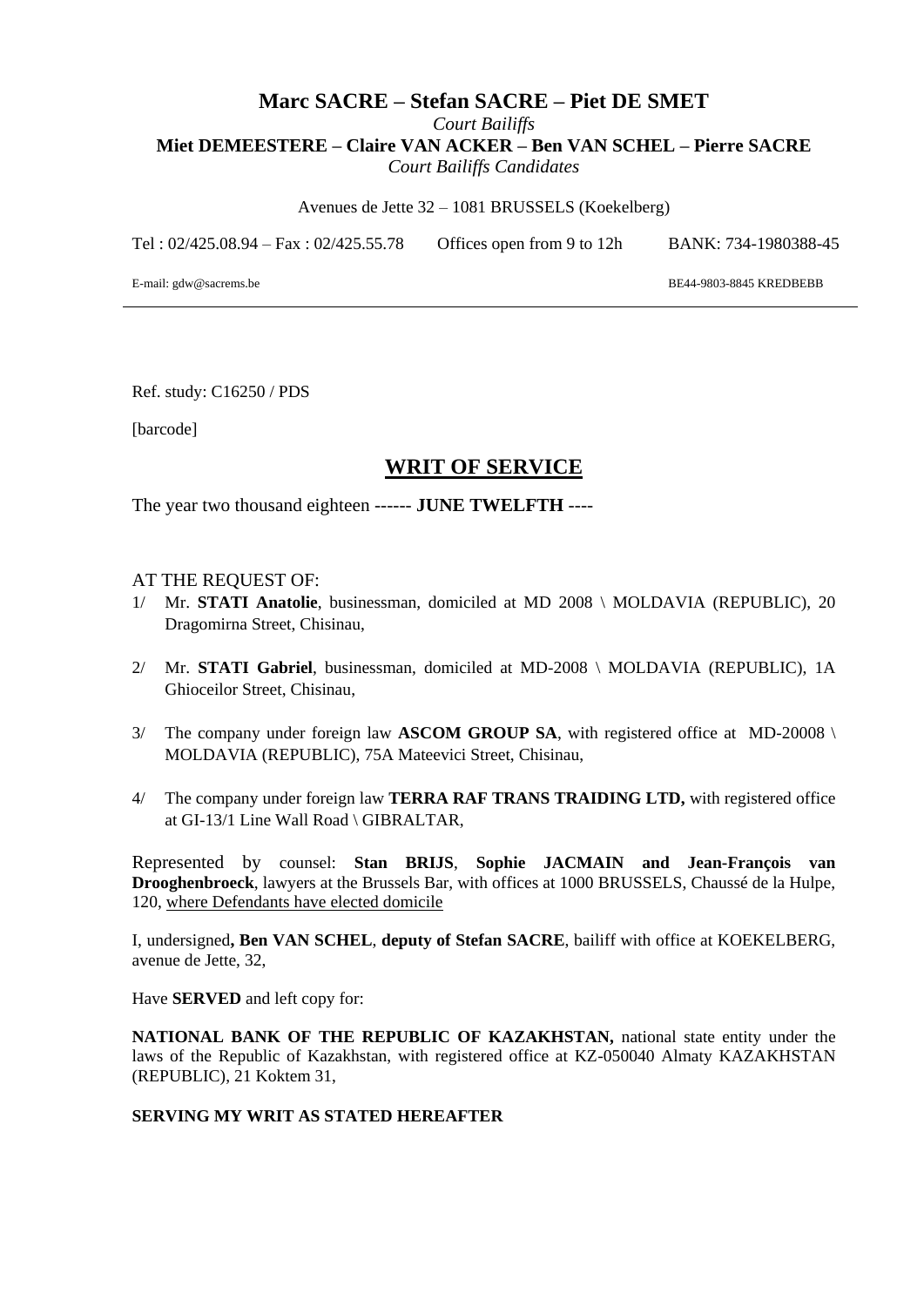**Marc SACRE – Stefan SACRE – Piet DE SMET**
*Court Bailiffs*
**Miet DEMEESTERE – Claire VAN ACKER – Ben VAN SCHEL – Pierre SACRE**
*Court Bailiffs Candidates*

Avenues de Jette 32 – 1081 BRUSSELS (Koekelberg)

Tel : 02/425.08.94 – Fax : 02/425.55.78 Offices open from 9 to 12h BANK: 734-1980388-45

E-mail: gdw@sacrems.be BE44-9803-8845 KREDBEBB

---

Ref. study: C16250 / PDS

[barcode]

# WRIT OF SERVICE

The year two thousand eighteen ------ **JUNE TWELFTH** ----

AT THE REQUEST OF:

1/ Mr. **STATI Anatolie**, businessman, domiciled at MD 2008 \ MOLDAVIA (REPUBLIC), 20 Dragomirna Street, Chisinau,

2/ Mr. **STATI Gabriel**, businessman, domiciled at MD-2008 \ MOLDAVIA (REPUBLIC), 1A Ghioceilor Street, Chisinau,

3/ The company under foreign law **ASCOM GROUP SA**, with registered office at MD-20008 \ MOLDAVIA (REPUBLIC), 75A Mateevici Street, Chisinau,

4/ The company under foreign law **TERRA RAF TRANS TRAIDING LTD,** with registered office at GI-13/1 Line Wall Road \ GIBRALTAR,

Represented by counsel: **Stan BRIJS**, **Sophie JACMAIN and Jean-François van Drooghenbroeck**, lawyers at the Brussels Bar, with offices at 1000 BRUSSELS, Chaussé de la Hulpe, 120, where Defendants have elected domicile

I, undersigned**, Ben VAN SCHEL**, **deputy of Stefan SACRE**, bailiff with office at KOEKELBERG, avenue de Jette, 32,

Have **SERVED** and left copy for:

**NATIONAL BANK OF THE REPUBLIC OF KAZAKHSTAN,** national state entity under the laws of the Republic of Kazakhstan, with registered office at KZ-050040 Almaty KAZAKHSTAN (REPUBLIC), 21 Koktem 31,

**SERVING MY WRIT AS STATED HEREAFTER**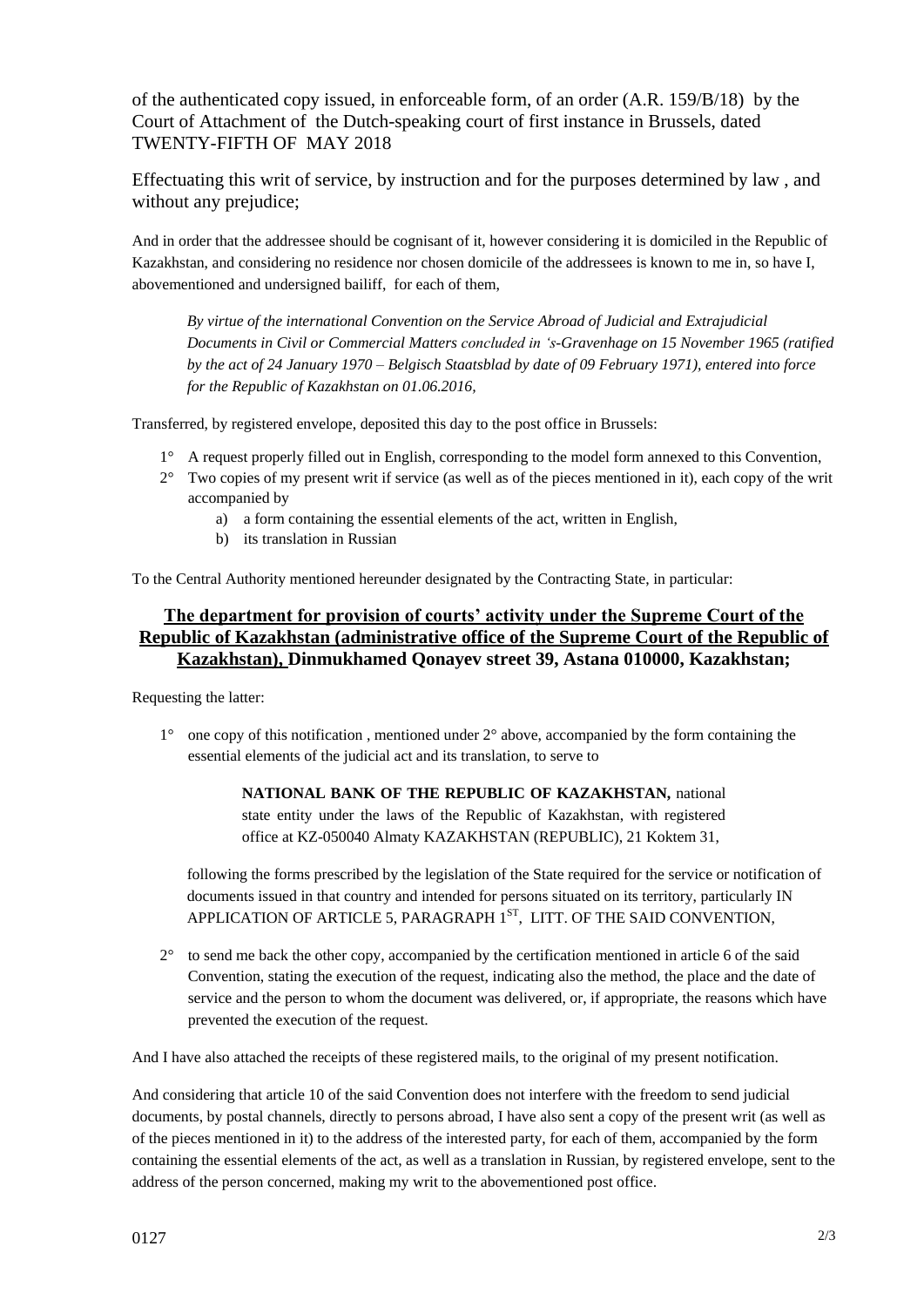of the authenticated copy issued, in enforceable form, of an order (A.R. 159/B/18) by the Court of Attachment of the Dutch-speaking court of first instance in Brussels, dated TWENTY-FIFTH OF MAY 2018

Effectuating this writ of service, by instruction and for the purposes determined by law , and without any prejudice;

And in order that the addressee should be cognisant of it, however considering it is domiciled in the Republic of Kazakhstan, and considering no residence nor chosen domicile of the addressees is known to me in, so have I, abovementioned and undersigned bailiff, for each of them,

> *By virtue of the international Convention on the Service Abroad of Judicial and Extrajudicial Documents in Civil or Commercial Matters concluded in 's-Gravenhage on 15 November 1965 (ratified by the act of 24 January 1970 – Belgisch Staatsblad by date of 09 February 1971), entered into force for the Republic of Kazakhstan on 01.06.2016,*

Transferred, by registered envelope, deposited this day to the post office in Brussels:

1° A request properly filled out in English, corresponding to the model form annexed to this Convention,

2° Two copies of my present writ if service (as well as of the pieces mentioned in it), each copy of the writ accompanied by
   a) a form containing the essential elements of the act, written in English,
   b) its translation in Russian

To the Central Authority mentioned hereunder designated by the Contracting State, in particular:

**<u>The department for provision of courts' activity under the Supreme Court of the Republic of Kazakhstan (administrative office of the Supreme Court of the Republic of Kazakhstan),</u> Dinmukhamed Qonayev street 39, Astana 010000, Kazakhstan;**

Requesting the latter:

1° one copy of this notification , mentioned under 2° above, accompanied by the form containing the essential elements of the judicial act and its translation, to serve to

> **NATIONAL BANK OF THE REPUBLIC OF KAZAKHSTAN,** national state entity under the laws of the Republic of Kazakhstan, with registered office at KZ-050040 Almaty KAZAKHSTAN (REPUBLIC), 21 Koktem 31,

following the forms prescribed by the legislation of the State required for the service or notification of documents issued in that country and intended for persons situated on its territory, particularly IN APPLICATION OF ARTICLE 5, PARAGRAPH 1ST, LITT. OF THE SAID CONVENTION,

2° to send me back the other copy, accompanied by the certification mentioned in article 6 of the said Convention, stating the execution of the request, indicating also the method, the place and the date of service and the person to whom the document was delivered, or, if appropriate, the reasons which have prevented the execution of the request.

And I have also attached the receipts of these registered mails, to the original of my present notification.

And considering that article 10 of the said Convention does not interfere with the freedom to send judicial documents, by postal channels, directly to persons abroad, I have also sent a copy of the present writ (as well as of the pieces mentioned in it) to the address of the interested party, for each of them, accompanied by the form containing the essential elements of the act, as well as a translation in Russian, by registered envelope, sent to the address of the person concerned, making my writ to the abovementioned post office.

0127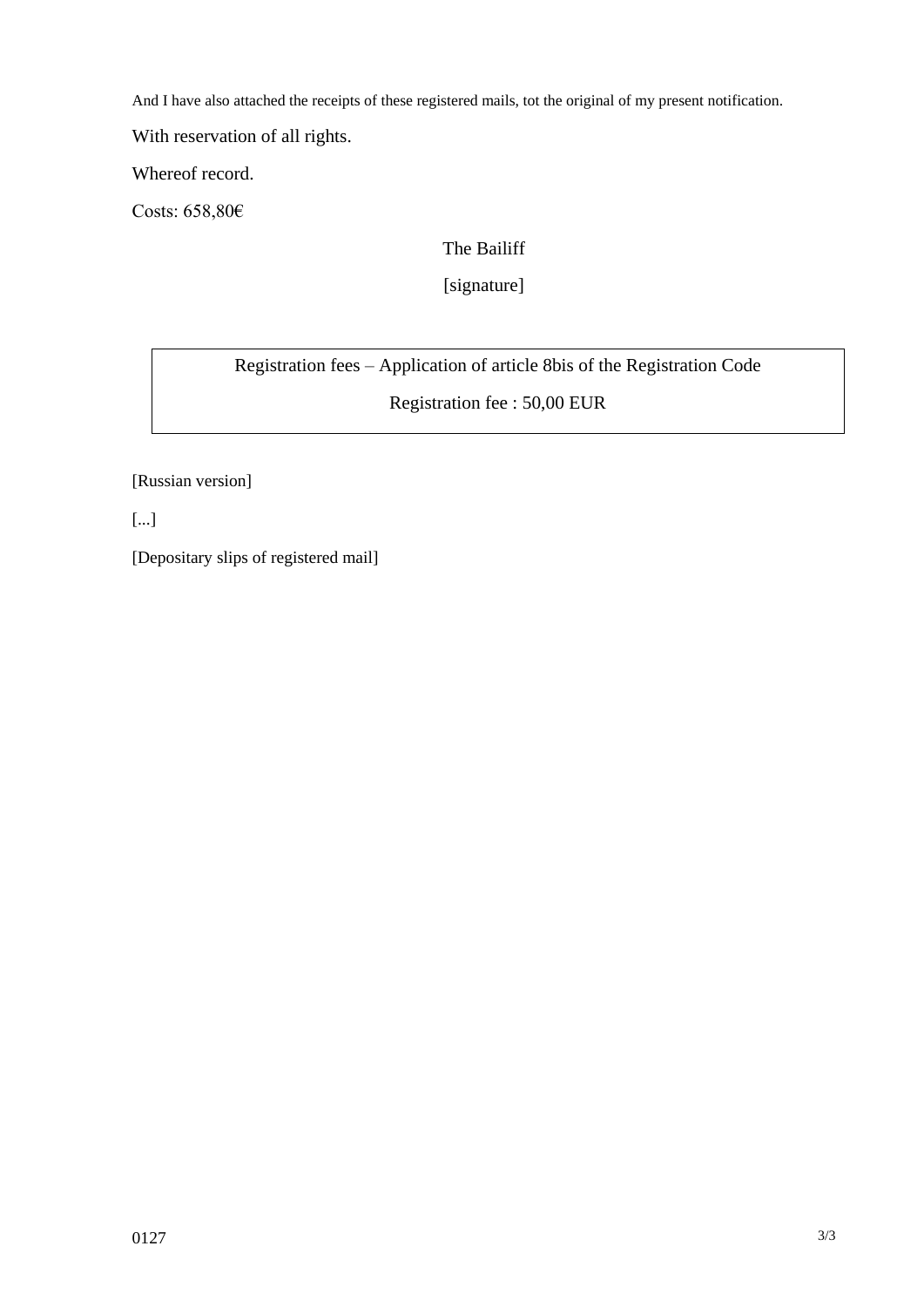And I have also attached the receipts of these registered mails, tot the original of my present notification.

With reservation of all rights.

Whereof record.

Costs: 658,80€

The Bailiff

[signature]

| |
|---|
| Registration fees – Application of article 8bis of the Registration Code |
| Registration fee : 50,00 EUR |

[Russian version]

[...]

[Depositary slips of registered mail]

0127